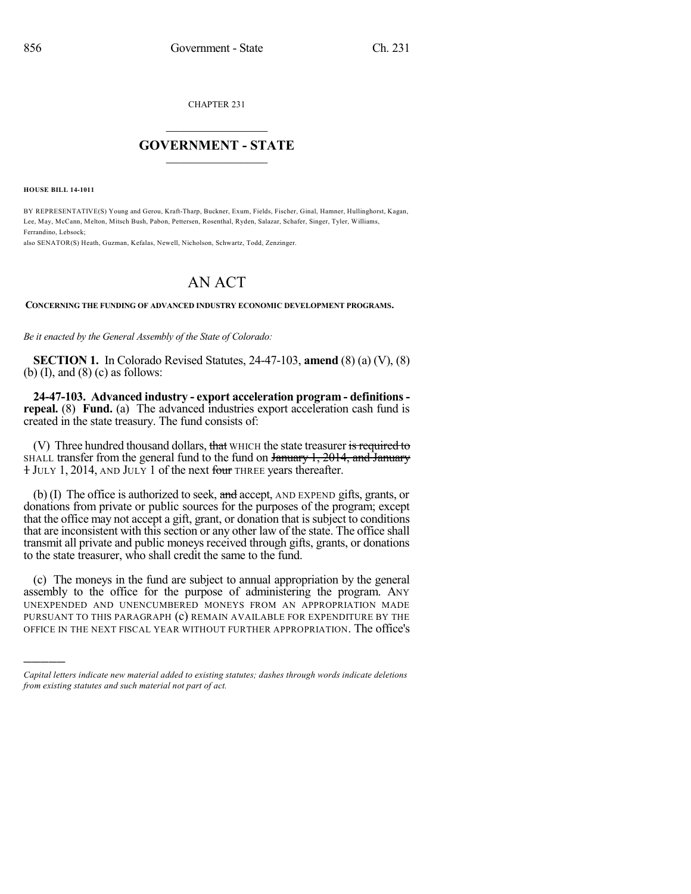CHAPTER 231

# GOVERNMENT - STATE

**HOUSE BILL 14-1011**

BY REPRESENTATIVE(S) Young and Gerou, Kraft-Tharp, Buckner, Exum, Fields, Fischer, Ginal, Hamner, Hullinghorst, Kagan, Lee, May, McCann, Melton, Mitsch Bush, Pabon, Pettersen, Rosenthal, Ryden, Salazar, Schafer, Singer, Tyler, Williams, Ferrandino, Lebsock;
also SENATOR(S) Heath, Guzman, Kefalas, Newell, Nicholson, Schwartz, Todd, Zenzinger.

# AN ACT

**CONCERNING THE FUNDING OF ADVANCED INDUSTRY ECONOMIC DEVELOPMENT PROGRAMS.**

*Be it enacted by the General Assembly of the State of Colorado:*

**SECTION 1.** In Colorado Revised Statutes, 24-47-103, **amend** (8) (a) (V), (8) (b) (I), and (8) (c) as follows:

**24-47-103. Advanced industry - export acceleration program - definitions - repeal.** (8) **Fund.** (a) The advanced industries export acceleration cash fund is created in the state treasury. The fund consists of:

(V) Three hundred thousand dollars, ~~that~~ WHICH the state treasurer ~~is required to~~ SHALL transfer from the general fund to the fund on ~~January 1, 2014, and January 1~~ JULY 1, 2014, AND JULY 1 of the next ~~four~~ THREE years thereafter.

(b) (I) The office is authorized to seek, ~~and~~ accept, AND EXPEND gifts, grants, or donations from private or public sources for the purposes of the program; except that the office may not accept a gift, grant, or donation that is subject to conditions that are inconsistent with this section or any other law of the state. The office shall transmit all private and public moneys received through gifts, grants, or donations to the state treasurer, who shall credit the same to the fund.

(c) The moneys in the fund are subject to annual appropriation by the general assembly to the office for the purpose of administering the program. ANY UNEXPENDED AND UNENCUMBERED MONEYS FROM AN APPROPRIATION MADE PURSUANT TO THIS PARAGRAPH (c) REMAIN AVAILABLE FOR EXPENDITURE BY THE OFFICE IN THE NEXT FISCAL YEAR WITHOUT FURTHER APPROPRIATION. The office's

*Capital letters indicate new material added to existing statutes; dashes through words indicate deletions from existing statutes and such material not part of act.*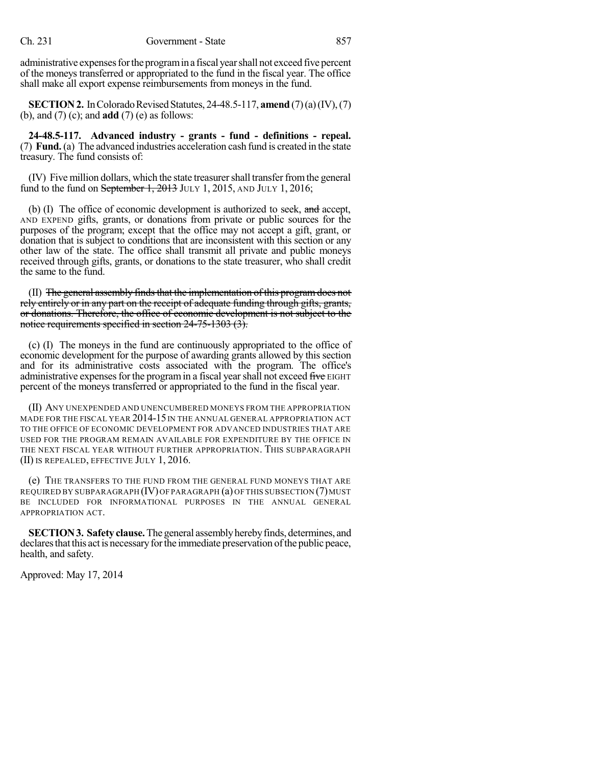administrative expenses for the program in a fiscal year shall not exceed five percent of the moneys transferred or appropriated to the fund in the fiscal year. The office shall make all export expense reimbursements from moneys in the fund.

**SECTION 2.** In Colorado Revised Statutes, 24-48.5-117, **amend** (7) (a) (IV), (7) (b), and (7) (c); and **add** (7) (e) as follows:

**24-48.5-117. Advanced industry - grants - fund - definitions - repeal.** (7) **Fund.** (a) The advanced industries acceleration cash fund is created in the state treasury. The fund consists of:

(IV) Five million dollars, which the state treasurer shall transfer from the general fund to the fund on ~~September 1, 2013~~ JULY 1, 2015, AND JULY 1, 2016;

(b) (I) The office of economic development is authorized to seek, ~~and~~ accept, AND EXPEND gifts, grants, or donations from private or public sources for the purposes of the program; except that the office may not accept a gift, grant, or donation that is subject to conditions that are inconsistent with this section or any other law of the state. The office shall transmit all private and public moneys received through gifts, grants, or donations to the state treasurer, who shall credit the same to the fund.

(II) ~~The general assembly finds that the implementation of this program does not rely entirely or in any part on the receipt of adequate funding through gifts, grants, or donations. Therefore, the office of economic development is not subject to the notice requirements specified in section 24-75-1303 (3).~~

(c) (I) The moneys in the fund are continuously appropriated to the office of economic development for the purpose of awarding grants allowed by this section and for its administrative costs associated with the program. The office's administrative expenses for the program in a fiscal year shall not exceed ~~five~~ EIGHT percent of the moneys transferred or appropriated to the fund in the fiscal year.

(II) ANY UNEXPENDED AND UNENCUMBERED MONEYS FROM THE APPROPRIATION MADE FOR THE FISCAL YEAR 2014-15 IN THE ANNUAL GENERAL APPROPRIATION ACT TO THE OFFICE OF ECONOMIC DEVELOPMENT FOR ADVANCED INDUSTRIES THAT ARE USED FOR THE PROGRAM REMAIN AVAILABLE FOR EXPENDITURE BY THE OFFICE IN THE NEXT FISCAL YEAR WITHOUT FURTHER APPROPRIATION. THIS SUBPARAGRAPH (II) IS REPEALED, EFFECTIVE JULY 1, 2016.

(e) THE TRANSFERS TO THE FUND FROM THE GENERAL FUND MONEYS THAT ARE REQUIRED BY SUBPARAGRAPH (IV) OF PARAGRAPH (a) OF THIS SUBSECTION (7) MUST BE INCLUDED FOR INFORMATIONAL PURPOSES IN THE ANNUAL GENERAL APPROPRIATION ACT.

**SECTION 3. Safety clause.** The general assembly hereby finds, determines, and declares that this act is necessary for the immediate preservation of the public peace, health, and safety.

Approved: May 17, 2014